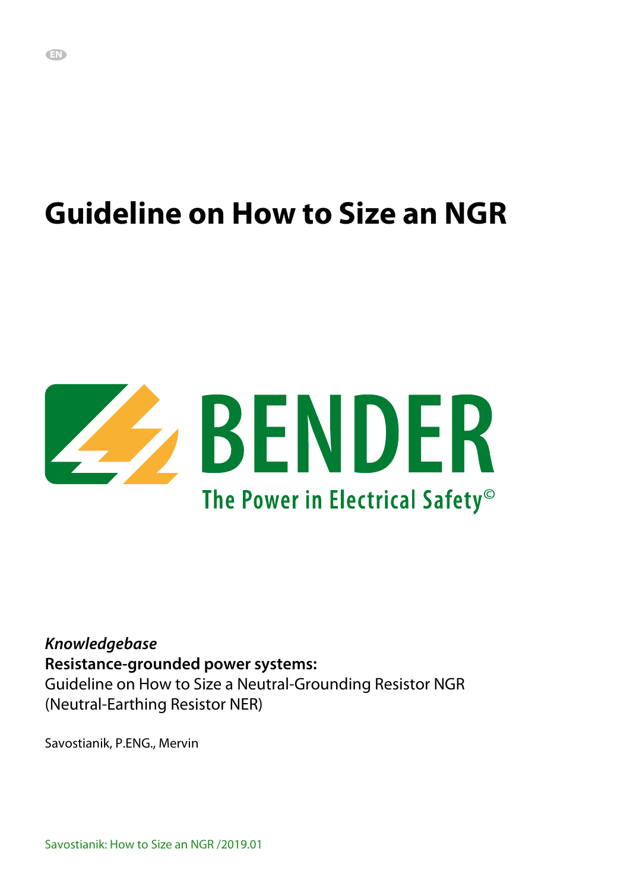EN

# Guideline on How to Size an NGR

BENDER

The Power in Electrical Safety©

***Knowledgebase***

**Resistance-grounded power systems:**

Guideline on How to Size a Neutral-Grounding Resistor NGR
(Neutral-Earthing Resistor NER)

Savostianik, P.ENG., Mervin

Savostianik: How to Size an NGR /2019.01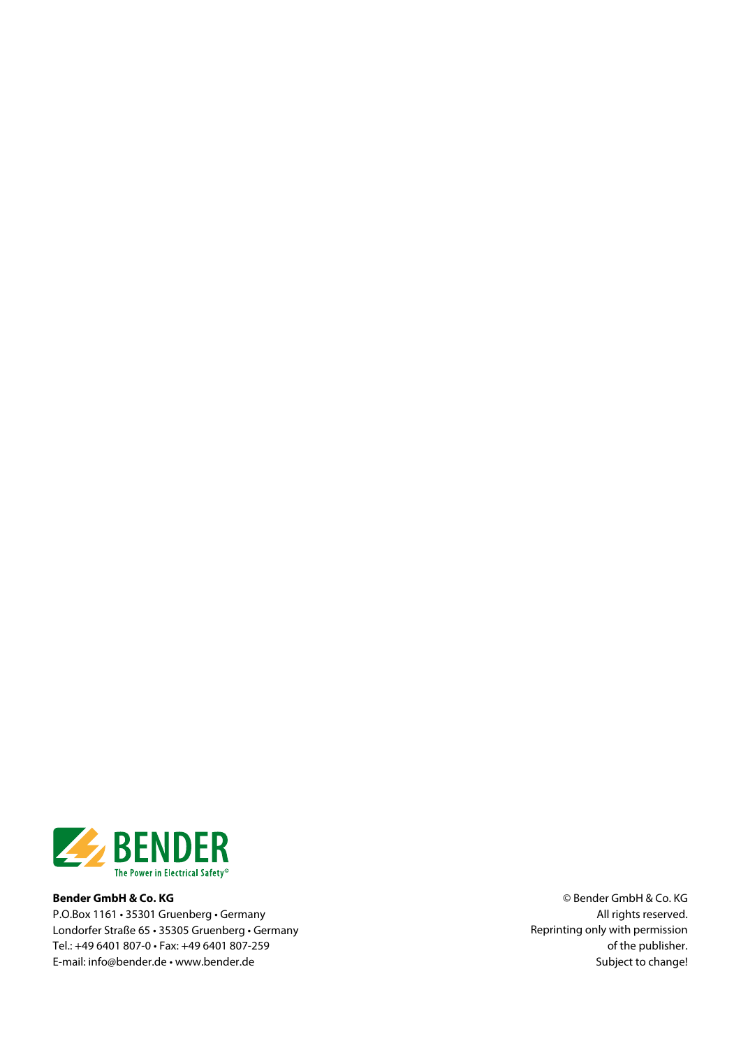BENDER
The Power in Electrical Safety©

**Bender GmbH & Co. KG**
P.O.Box 1161 • 35301 Gruenberg • Germany
Londorfer Straße 65 • 35305 Gruenberg • Germany
Tel.: +49 6401 807-0 • Fax: +49 6401 807-259
E-mail: info@bender.de • www.bender.de

© Bender GmbH & Co. KG
All rights reserved.
Reprinting only with permission
of the publisher.
Subject to change!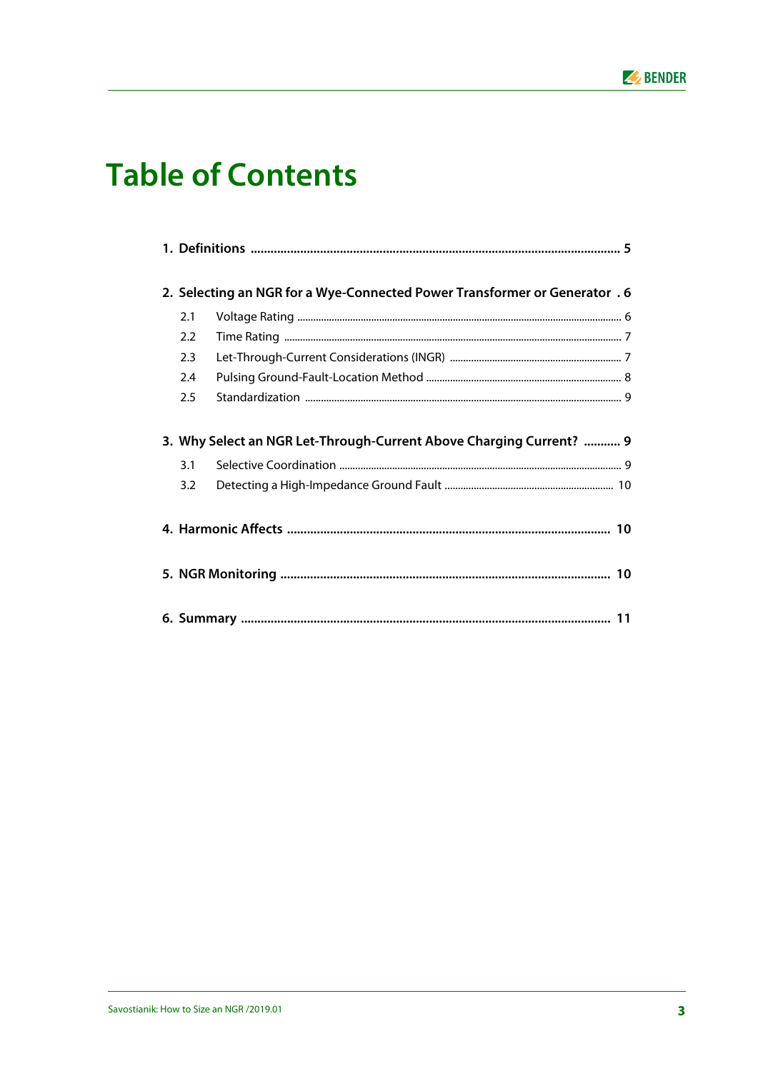# Table of Contents

1. Definitions ..... 5

2. Selecting an NGR for a Wye-Connected Power Transformer or Generator . 6
   - 2.1 Voltage Rating ..... 6
   - 2.2 Time Rating ..... 7
   - 2.3 Let-Through-Current Considerations (INGR) ..... 7
   - 2.4 Pulsing Ground-Fault-Location Method ..... 8
   - 2.5 Standardization ..... 9

3. Why Select an NGR Let-Through-Current Above Charging Current? ..... 9
   - 3.1 Selective Coordination ..... 9
   - 3.2 Detecting a High-Impedance Ground Fault ..... 10

4. Harmonic Affects ..... 10

5. NGR Monitoring ..... 10

6. Summary ..... 11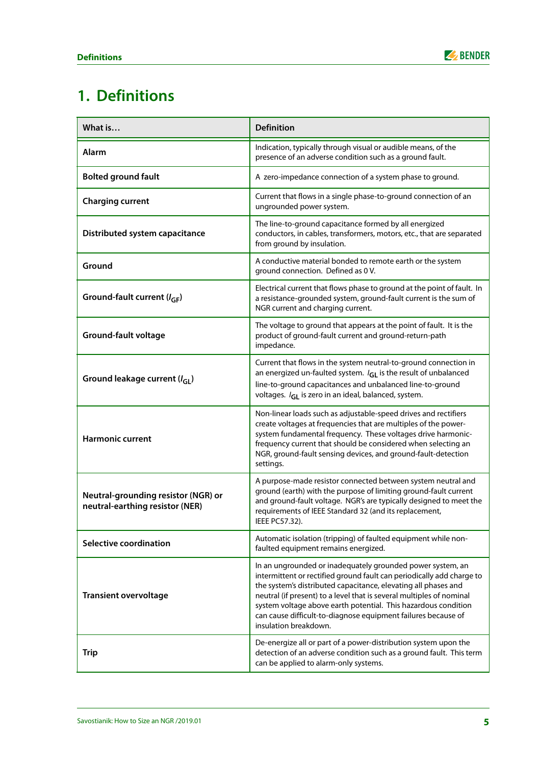# 1. Definitions

| What is… | Definition |
|---|---|
| **Alarm** | Indication, typically through visual or audible means, of the presence of an adverse condition such as a ground fault. |
| **Bolted ground fault** | A zero-impedance connection of a system phase to ground. |
| **Charging current** | Current that flows in a single phase-to-ground connection of an ungrounded power system. |
| **Distributed system capacitance** | The line-to-ground capacitance formed by all energized conductors, in cables, transformers, motors, etc., that are separated from ground by insulation. |
| **Ground** | A conductive material bonded to remote earth or the system ground connection. Defined as 0 V. |
| **Ground-fault current ($I_{GF}$)** | Electrical current that flows phase to ground at the point of fault. In a resistance-grounded system, ground-fault current is the sum of NGR current and charging current. |
| **Ground-fault voltage** | The voltage to ground that appears at the point of fault. It is the product of ground-fault current and ground-return-path impedance. |
| **Ground leakage current ($I_{GL}$)** | Current that flows in the system neutral-to-ground connection in an energized un-faulted system. $I_{GL}$ is the result of unbalanced line-to-ground capacitances and unbalanced line-to-ground voltages. $I_{GL}$ is zero in an ideal, balanced, system. |
| **Harmonic current** | Non-linear loads such as adjustable-speed drives and rectifiers create voltages at frequencies that are multiples of the power-system fundamental frequency. These voltages drive harmonic-frequency current that should be considered when selecting an NGR, ground-fault sensing devices, and ground-fault-detection settings. |
| **Neutral-grounding resistor (NGR) or neutral-earthing resistor (NER)** | A purpose-made resistor connected between system neutral and ground (earth) with the purpose of limiting ground-fault current and ground-fault voltage. NGR's are typically designed to meet the requirements of IEEE Standard 32 (and its replacement, IEEE PC57.32). |
| **Selective coordination** | Automatic isolation (tripping) of faulted equipment while non-faulted equipment remains energized. |
| **Transient overvoltage** | In an ungrounded or inadequately grounded power system, an intermittent or rectified ground fault can periodically add charge to the system's distributed capacitance, elevating all phases and neutral (if present) to a level that is several multiples of nominal system voltage above earth potential. This hazardous condition can cause difficult-to-diagnose equipment failures because of insulation breakdown. |
| **Trip** | De-energize all or part of a power-distribution system upon the detection of an adverse condition such as a ground fault. This term can be applied to alarm-only systems. |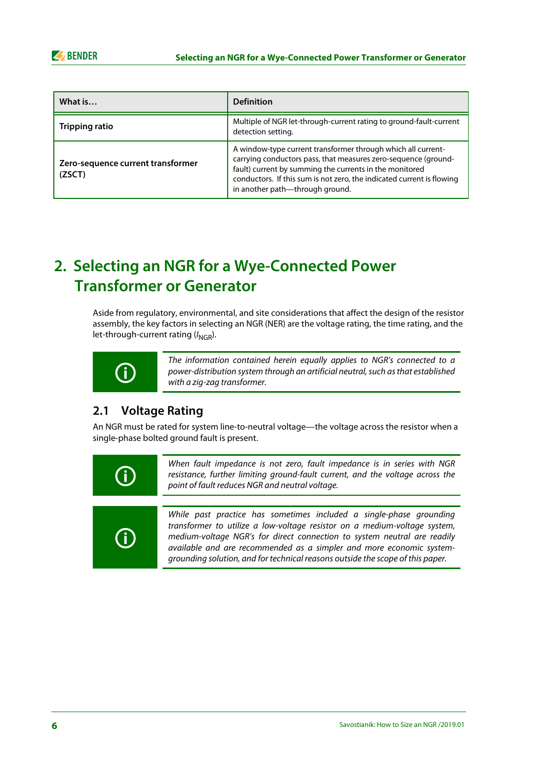| What is… | Definition |
|---|---|
| **Tripping ratio** | Multiple of NGR let-through-current rating to ground-fault-current detection setting. |
| **Zero-sequence current transformer (ZSCT)** | A window-type current transformer through which all current-carrying conductors pass, that measures zero-sequence (ground-fault) current by summing the currents in the monitored conductors. If this sum is not zero, the indicated current is flowing in another path—through ground. |

# 2. Selecting an NGR for a Wye-Connected Power Transformer or Generator

Aside from regulatory, environmental, and site considerations that affect the design of the resistor assembly, the key factors in selecting an NGR (NER) are the voltage rating, the time rating, and the let-through-current rating ($I_{NGR}$).

*The information contained herein equally applies to NGR's connected to a power-distribution system through an artificial neutral, such as that established with a zig-zag transformer.*

## 2.1 Voltage Rating

An NGR must be rated for system line-to-neutral voltage—the voltage across the resistor when a single-phase bolted ground fault is present.

*When fault impedance is not zero, fault impedance is in series with NGR resistance, further limiting ground-fault current, and the voltage across the point of fault reduces NGR and neutral voltage.*

*While past practice has sometimes included a single-phase grounding transformer to utilize a low-voltage resistor on a medium-voltage system, medium-voltage NGR's for direct connection to system neutral are readily available and are recommended as a simpler and more economic system-grounding solution, and for technical reasons outside the scope of this paper.*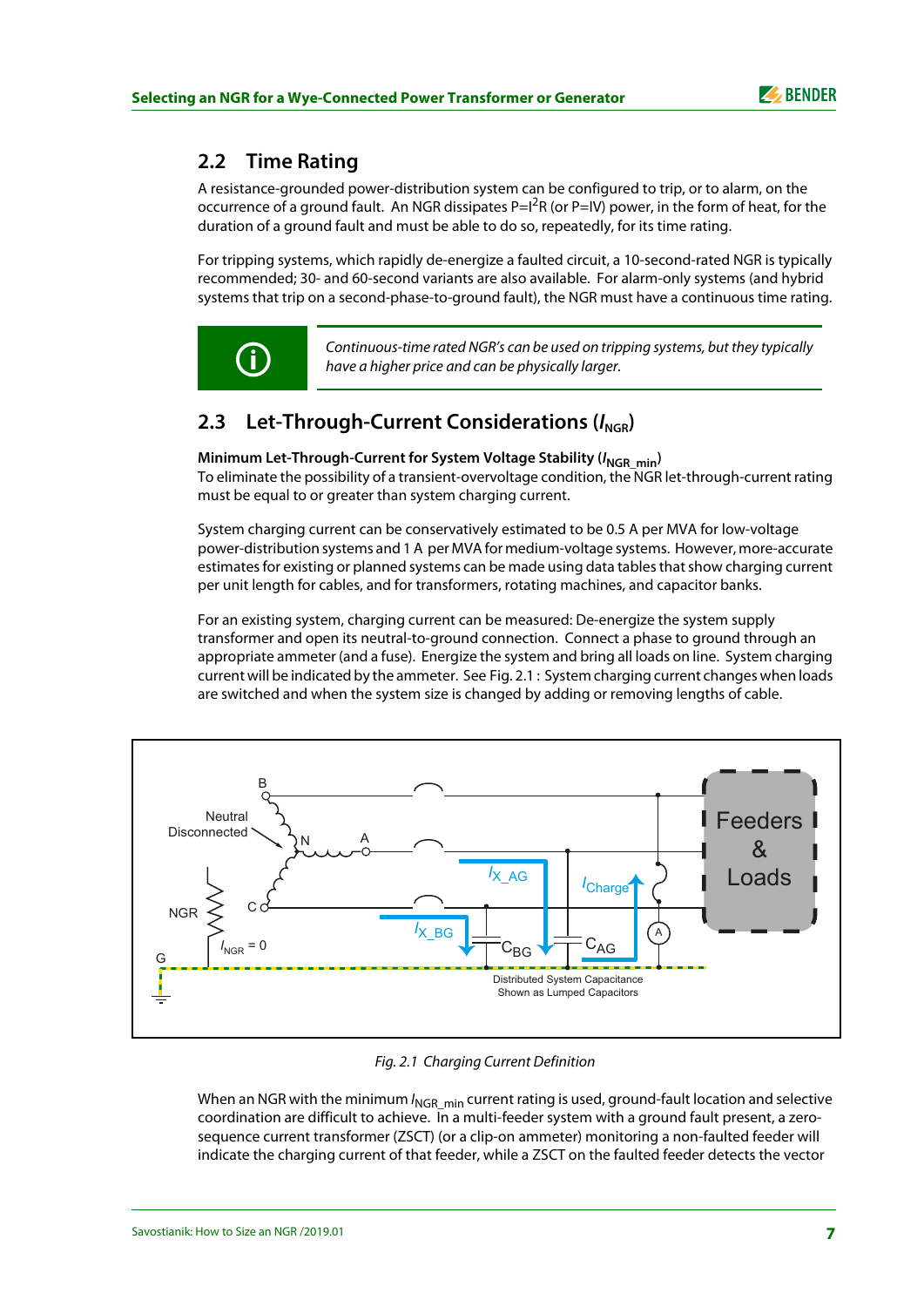## 2.2 Time Rating

A resistance-grounded power-distribution system can be configured to trip, or to alarm, on the occurrence of a ground fault. An NGR dissipates $P=I^2R$ (or $P=IV$) power, in the form of heat, for the duration of a ground fault and must be able to do so, repeatedly, for its time rating.

For tripping systems, which rapidly de-energize a faulted circuit, a 10-second-rated NGR is typically recommended; 30- and 60-second variants are also available. For alarm-only systems (and hybrid systems that trip on a second-phase-to-ground fault), the NGR must have a continuous time rating.

*Continuous-time rated NGR's can be used on tripping systems, but they typically have a higher price and can be physically larger.*

## 2.3 Let-Through-Current Considerations ($I_{NGR}$)

**Minimum Let-Through-Current for System Voltage Stability ($I_{NGR\_min}$)**
To eliminate the possibility of a transient-overvoltage condition, the NGR let-through-current rating must be equal to or greater than system charging current.

System charging current can be conservatively estimated to be 0.5 A per MVA for low-voltage power-distribution systems and 1 A per MVA for medium-voltage systems. However, more-accurate estimates for existing or planned systems can be made using data tables that show charging current per unit length for cables, and for transformers, rotating machines, and capacitor banks.

For an existing system, charging current can be measured: De-energize the system supply transformer and open its neutral-to-ground connection. Connect a phase to ground through an appropriate ammeter (and a fuse). Energize the system and bring all loads on line. System charging current will be indicated by the ammeter. See Fig. 2.1 : System charging current changes when loads are switched and when the system size is changed by adding or removing lengths of cable.

B
Neutral Disconnected
N
A
NGR
C
$I_{NGR} = 0$
G
$I_{X\_AG}$
$I_{X\_BG}$
$I_{Charge}$
$C_{BG}$
$C_{AG}$
A
Feeders & Loads
Distributed System Capacitance Shown as Lumped Capacitors

*Fig. 2.1 Charging Current Definition*

When an NGR with the minimum $I_{NGR\_min}$ current rating is used, ground-fault location and selective coordination are difficult to achieve. In a multi-feeder system with a ground fault present, a zero-sequence current transformer (ZSCT) (or a clip-on ammeter) monitoring a non-faulted feeder will indicate the charging current of that feeder, while a ZSCT on the faulted feeder detects the vector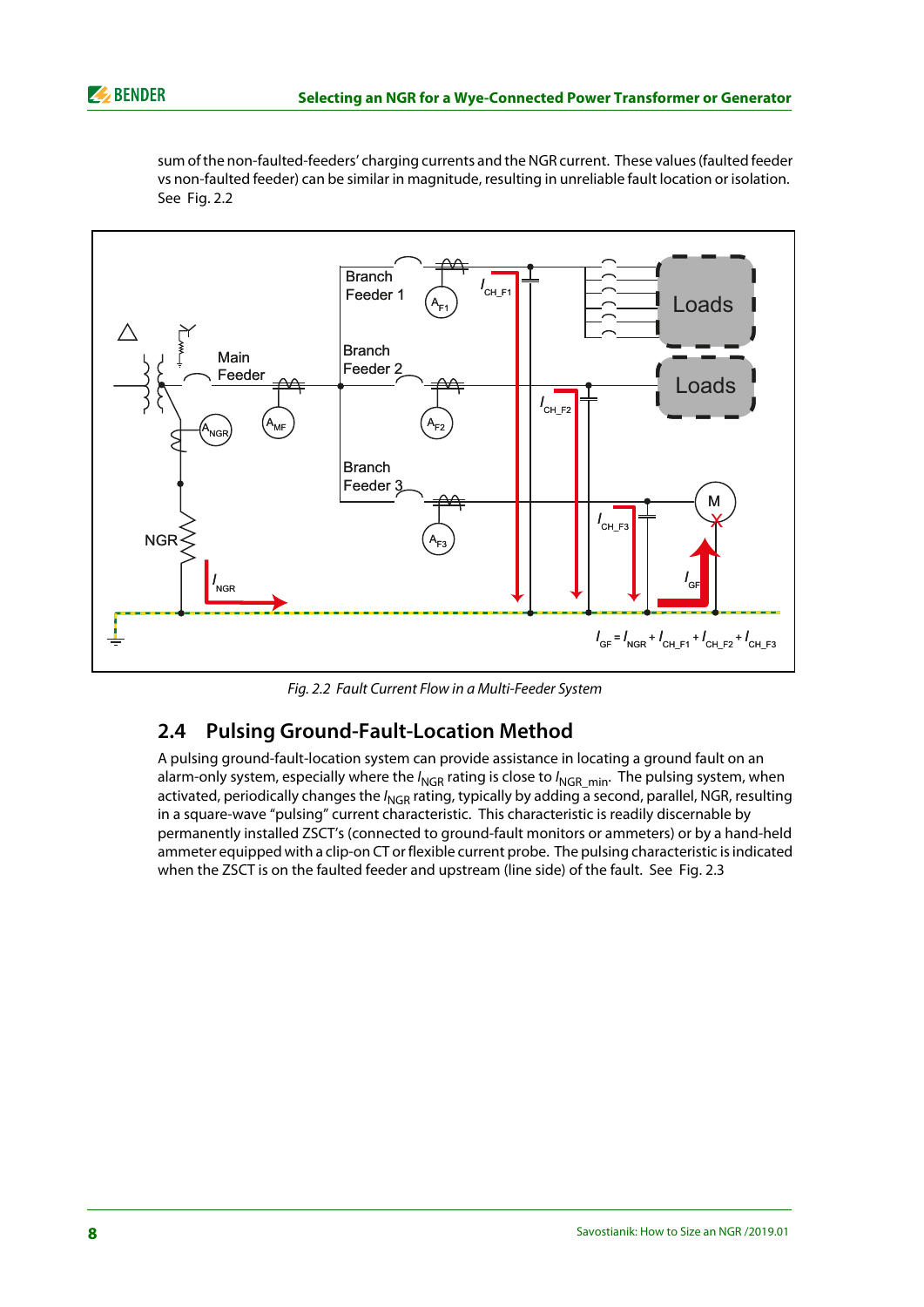sum of the non-faulted-feeders' charging currents and the NGR current. These values (faulted feeder vs non-faulted feeder) can be similar in magnitude, resulting in unreliable fault location or isolation. See Fig. 2.2

Main Feeder

Branch Feeder 1

Branch Feeder 2

Branch Feeder 3

$A_{NGR}$

$A_{MF}$

$A_{F1}$

$A_{F2}$

$A_{F3}$

$I_{CH\_F1}$

$I_{CH\_F2}$

$I_{CH\_F3}$

Loads

Loads

M

NGR

$I_{NGR}$

$I_{GF}$

$I_{GF} = I_{NGR} + I_{CH\_F1} + I_{CH\_F2} + I_{CH\_F3}$

*Fig. 2.2 Fault Current Flow in a Multi-Feeder System*

## 2.4 Pulsing Ground-Fault-Location Method

A pulsing ground-fault-location system can provide assistance in locating a ground fault on an alarm-only system, especially where the $I_{NGR}$ rating is close to $I_{NGR\_min}$. The pulsing system, when activated, periodically changes the $I_{NGR}$ rating, typically by adding a second, parallel, NGR, resulting in a square-wave "pulsing" current characteristic. This characteristic is readily discernable by permanently installed ZSCT's (connected to ground-fault monitors or ammeters) or by a hand-held ammeter equipped with a clip-on CT or flexible current probe. The pulsing characteristic is indicated when the ZSCT is on the faulted feeder and upstream (line side) of the fault. See Fig. 2.3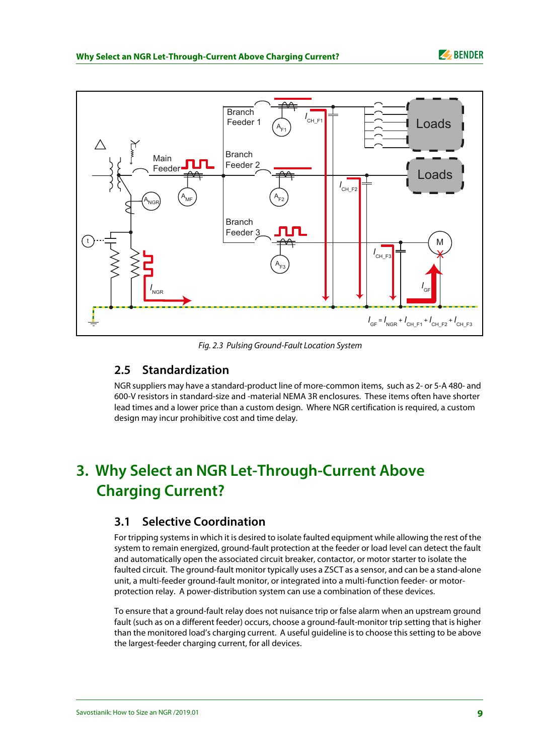Branch Feeder 1

Branch Feeder 2

Branch Feeder 3

Main Feeder

Loads

Loads

M

$A_{F1}$

$A_{F2}$

$A_{F3}$

$A_{MF}$

$A_{NGR}$

t

$I_{CH\_F1}$

$I_{CH\_F2}$

$I_{CH\_F3}$

$I_{NGR}$

$I_{GF}$

$I_{GF} = I_{NGR} + I_{CH\_F1} + I_{CH\_F2} + I_{CH\_F3}$

*Fig. 2.3 Pulsing Ground-Fault Location System*

### 2.5 Standardization

NGR suppliers may have a standard-product line of more-common items, such as 2- or 5-A 480- and 600-V resistors in standard-size and -material NEMA 3R enclosures. These items often have shorter lead times and a lower price than a custom design. Where NGR certification is required, a custom design may incur prohibitive cost and time delay.

## 3. Why Select an NGR Let-Through-Current Above Charging Current?

### 3.1 Selective Coordination

For tripping systems in which it is desired to isolate faulted equipment while allowing the rest of the system to remain energized, ground-fault protection at the feeder or load level can detect the fault and automatically open the associated circuit breaker, contactor, or motor starter to isolate the faulted circuit. The ground-fault monitor typically uses a ZSCT as a sensor, and can be a stand-alone unit, a multi-feeder ground-fault monitor, or integrated into a multi-function feeder- or motor-protection relay. A power-distribution system can use a combination of these devices.

To ensure that a ground-fault relay does not nuisance trip or false alarm when an upstream ground fault (such as on a different feeder) occurs, choose a ground-fault-monitor trip setting that is higher than the monitored load's charging current. A useful guideline is to choose this setting to be above the largest-feeder charging current, for all devices.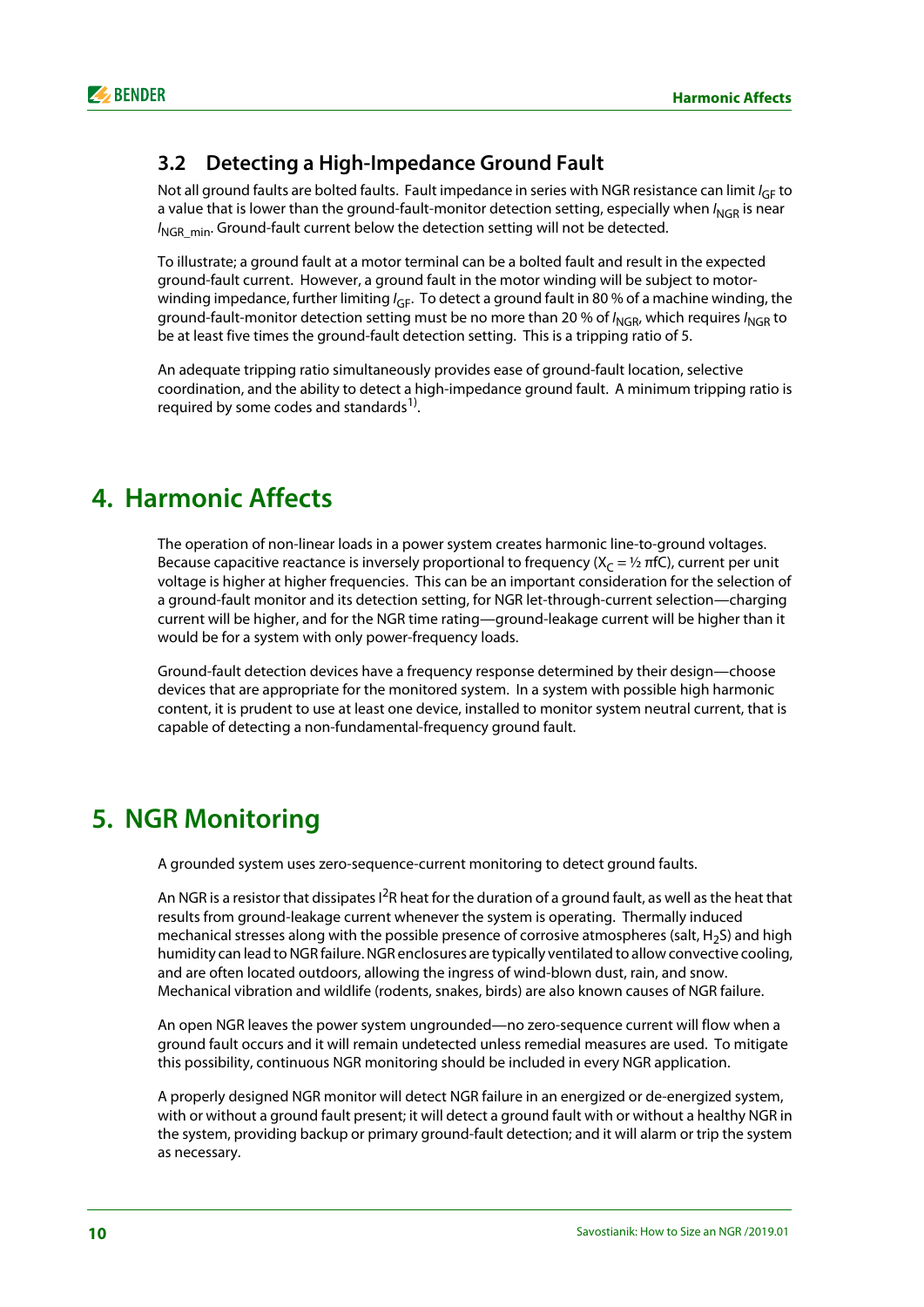### 3.2 Detecting a High-Impedance Ground Fault

Not all ground faults are bolted faults. Fault impedance in series with NGR resistance can limit $I_{GF}$ to a value that is lower than the ground-fault-monitor detection setting, especially when $I_{NGR}$ is near $I_{NGR\_min}$. Ground-fault current below the detection setting will not be detected.

To illustrate; a ground fault at a motor terminal can be a bolted fault and result in the expected ground-fault current. However, a ground fault in the motor winding will be subject to motor-winding impedance, further limiting $I_{GF}$. To detect a ground fault in 80 % of a machine winding, the ground-fault-monitor detection setting must be no more than 20 % of $I_{NGR}$, which requires $I_{NGR}$ to be at least five times the ground-fault detection setting. This is a tripping ratio of 5.

An adequate tripping ratio simultaneously provides ease of ground-fault location, selective coordination, and the ability to detect a high-impedance ground fault. A minimum tripping ratio is required by some codes and standards[1)].

# 4. Harmonic Affects

The operation of non-linear loads in a power system creates harmonic line-to-ground voltages. Because capacitive reactance is inversely proportional to frequency ($X_C = ½ \pi fC$), current per unit voltage is higher at higher frequencies. This can be an important consideration for the selection of a ground-fault monitor and its detection setting, for NGR let-through-current selection—charging current will be higher, and for the NGR time rating—ground-leakage current will be higher than it would be for a system with only power-frequency loads.

Ground-fault detection devices have a frequency response determined by their design—choose devices that are appropriate for the monitored system. In a system with possible high harmonic content, it is prudent to use at least one device, installed to monitor system neutral current, that is capable of detecting a non-fundamental-frequency ground fault.

# 5. NGR Monitoring

A grounded system uses zero-sequence-current monitoring to detect ground faults.

An NGR is a resistor that dissipates $I^2R$ heat for the duration of a ground fault, as well as the heat that results from ground-leakage current whenever the system is operating. Thermally induced mechanical stresses along with the possible presence of corrosive atmospheres (salt, $H_2S$) and high humidity can lead to NGR failure. NGR enclosures are typically ventilated to allow convective cooling, and are often located outdoors, allowing the ingress of wind-blown dust, rain, and snow. Mechanical vibration and wildlife (rodents, snakes, birds) are also known causes of NGR failure.

An open NGR leaves the power system ungrounded—no zero-sequence current will flow when a ground fault occurs and it will remain undetected unless remedial measures are used. To mitigate this possibility, continuous NGR monitoring should be included in every NGR application.

A properly designed NGR monitor will detect NGR failure in an energized or de-energized system, with or without a ground fault present; it will detect a ground fault with or without a healthy NGR in the system, providing backup or primary ground-fault detection; and it will alarm or trip the system as necessary.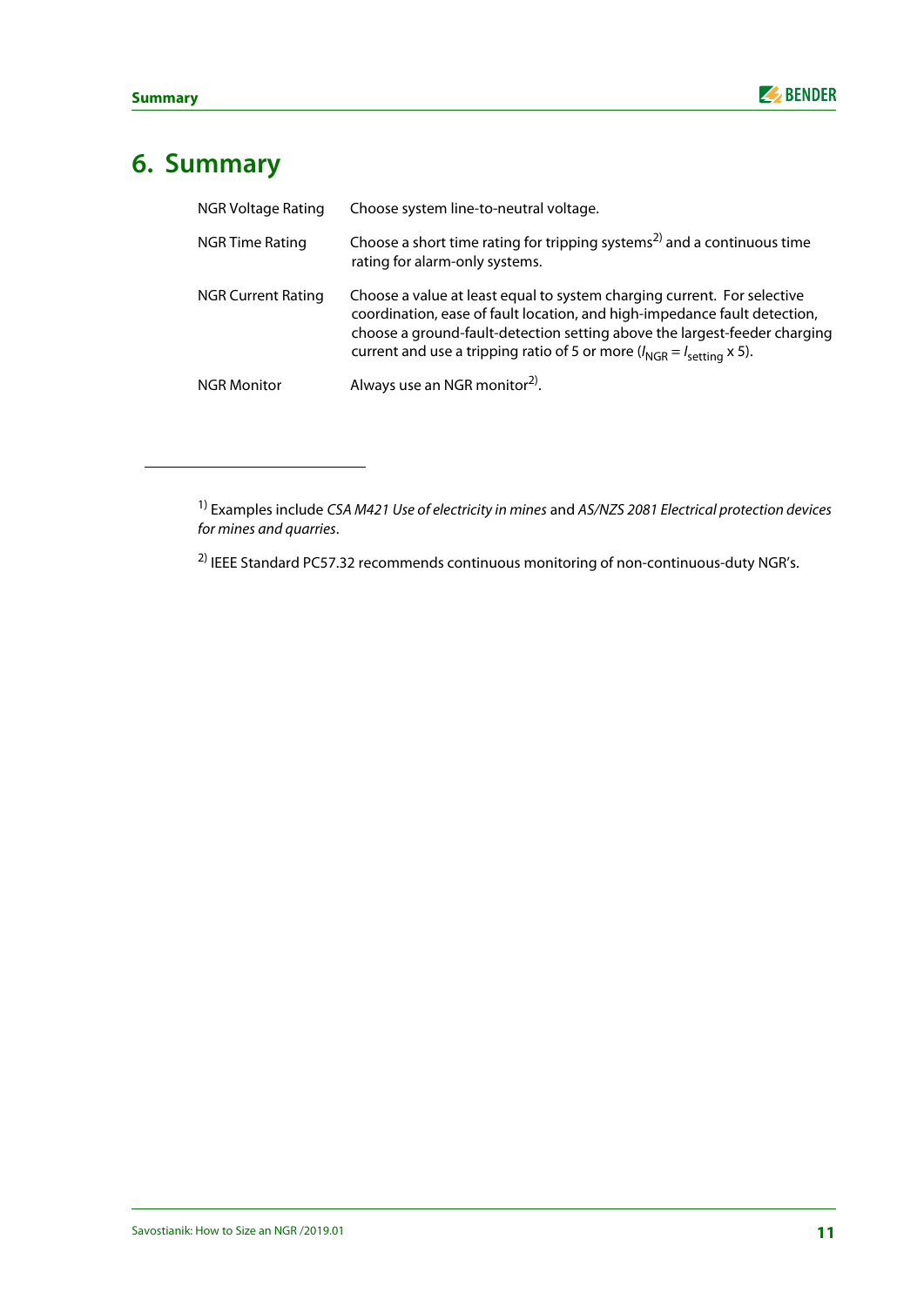# 6. Summary

| | |
|---|---|
| NGR Voltage Rating | Choose system line-to-neutral voltage. |
| NGR Time Rating | Choose a short time rating for tripping systems[2] and a continuous time rating for alarm-only systems. |
| NGR Current Rating | Choose a value at least equal to system charging current. For selective coordination, ease of fault location, and high-impedance fault detection, choose a ground-fault-detection setting above the largest-feeder charging current and use a tripping ratio of 5 or more ($I_{NGR} = I_{setting}$ x 5). |
| NGR Monitor | Always use an NGR monitor[2]. |

---

[1] Examples include *CSA M421 Use of electricity in mines* and *AS/NZS 2081 Electrical protection devices for mines and quarries*.

[2] IEEE Standard PC57.32 recommends continuous monitoring of non-continuous-duty NGR's.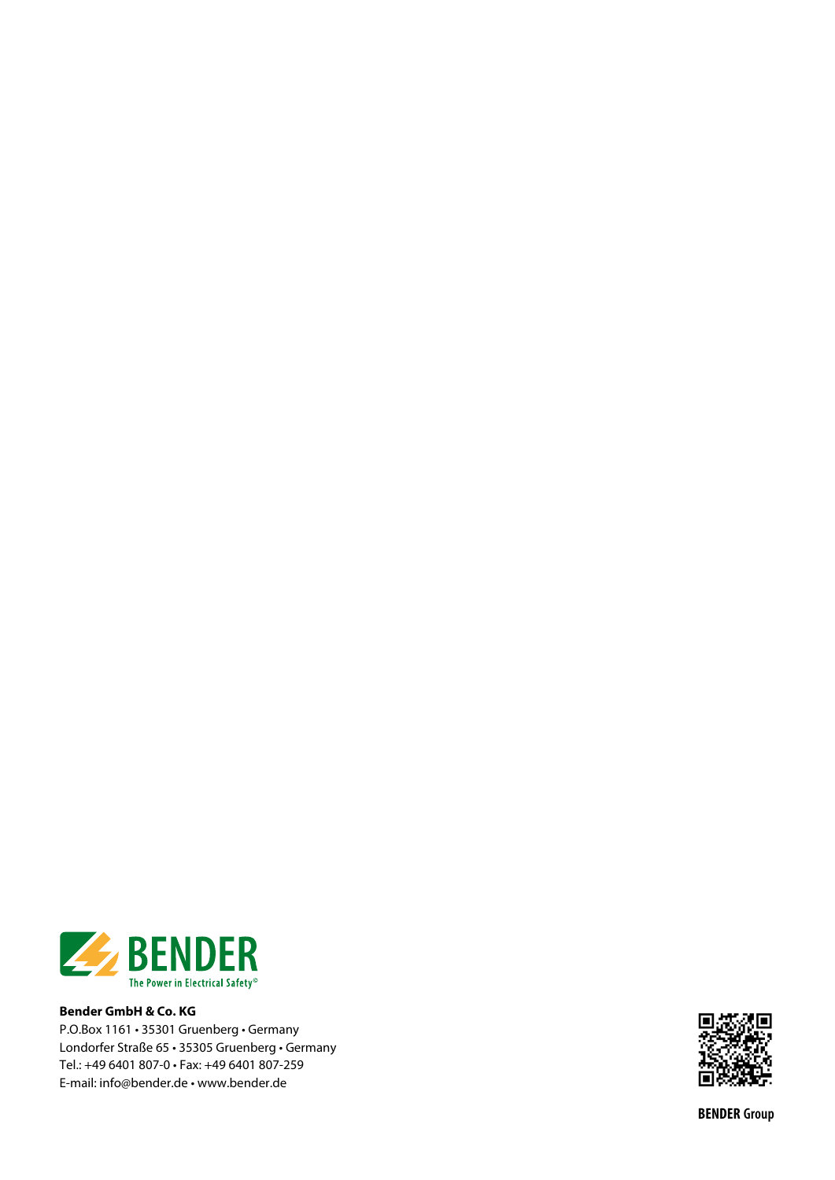BENDER

The Power in Electrical Safety©

**Bender GmbH & Co. KG**

P.O.Box 1161 • 35301 Gruenberg • Germany

Londorfer Straße 65 • 35305 Gruenberg • Germany

Tel.: +49 6401 807-0 • Fax: +49 6401 807-259

E-mail: info@bender.de • www.bender.de

**BENDER** Group